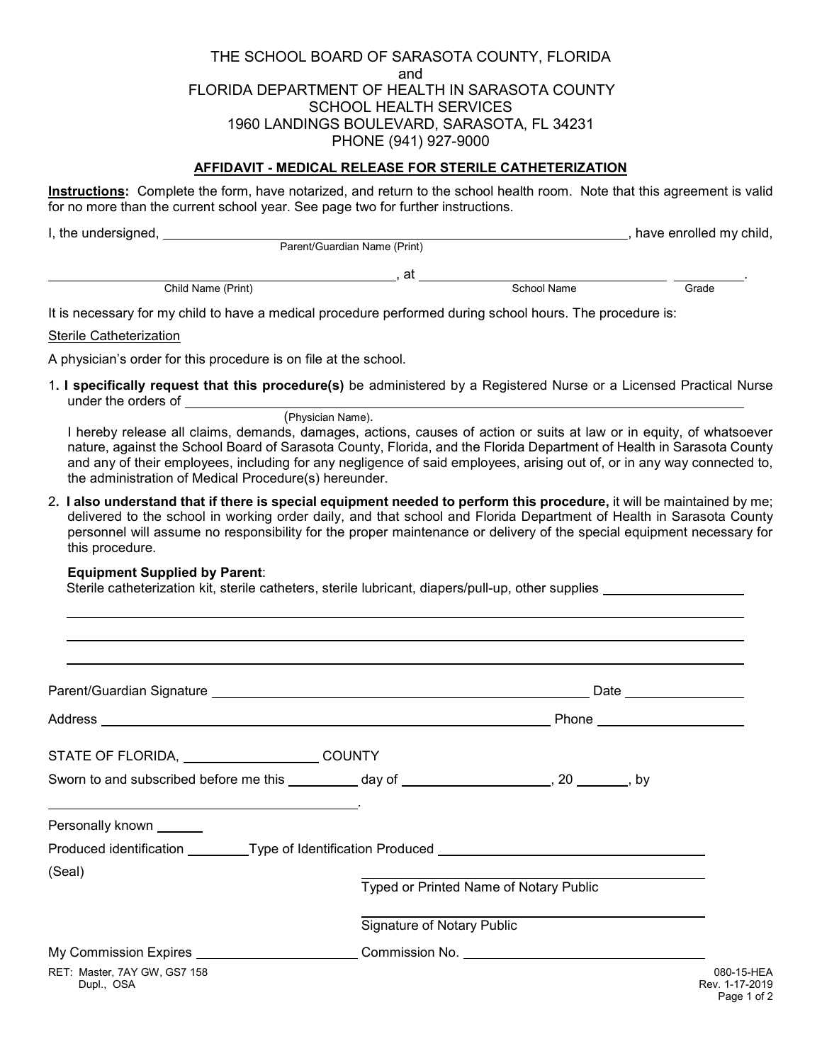THE SCHOOL BOARD OF SARASOTA COUNTY, FLORIDA
and
FLORIDA DEPARTMENT OF HEALTH IN SARASOTA COUNTY
SCHOOL HEALTH SERVICES
1960 LANDINGS BOULEVARD, SARASOTA, FL 34231
PHONE (941) 927-9000

## AFFIDAVIT - MEDICAL RELEASE FOR STERILE CATHETERIZATION

**Instructions:** Complete the form, have notarized, and return to the school health room. Note that this agreement is valid for no more than the current school year. See page two for further instructions.

I, the undersigned, ______________________________ (Parent/Guardian Name (Print)), have enrolled my child,

______________________________ (Child Name (Print)), at ______________________________ (School Name) __________ (Grade).

It is necessary for my child to have a medical procedure performed during school hours. The procedure is:

Sterile Catheterization

A physician's order for this procedure is on file at the school.

1. **I specifically request that this procedure(s)** be administered by a Registered Nurse or a Licensed Practical Nurse under the orders of ______________________________ (Physician Name).
   I hereby release all claims, demands, damages, actions, causes of action or suits at law or in equity, of whatsoever nature, against the School Board of Sarasota County, Florida, and the Florida Department of Health in Sarasota County and any of their employees, including for any negligence of said employees, arising out of, or in any way connected to, the administration of Medical Procedure(s) hereunder.

2. **I also understand that if there is special equipment needed to perform this procedure,** it will be maintained by me; delivered to the school in working order daily, and that school and Florida Department of Health in Sarasota County personnel will assume no responsibility for the proper maintenance or delivery of the special equipment necessary for this procedure.

   **Equipment Supplied by Parent**:
   Sterile catheterization kit, sterile catheters, sterile lubricant, diapers/pull-up, other supplies ____________________

   ______________________________

   ______________________________

   ______________________________

Parent/Guardian Signature ______________________________ Date ______________

Address ______________________________ Phone ______________

STATE OF FLORIDA, ______________ COUNTY

Sworn to and subscribed before me this ________ day of ______________, 20 ______, by ______________________________.

Personally known ______

Produced identification ________ Type of Identification Produced ______________________________

(Seal)

______________________________
Typed or Printed Name of Notary Public

______________________________
Signature of Notary Public

My Commission Expires ______________ Commission No. ______________

RET: Master, 7AY GW, GS7 158
Dupl., OSA

080-15-HEA
Rev. 1-17-2019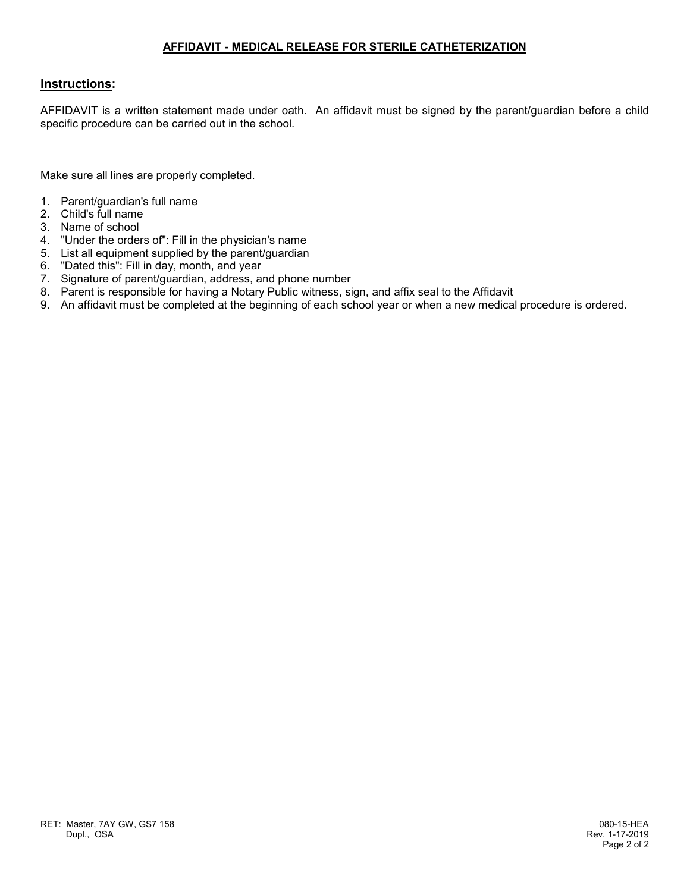## AFFIDAVIT - MEDICAL RELEASE FOR STERILE CATHETERIZATION

### Instructions:

AFFIDAVIT is a written statement made under oath. An affidavit must be signed by the parent/guardian before a child specific procedure can be carried out in the school.

Make sure all lines are properly completed.

1. Parent/guardian's full name
2. Child's full name
3. Name of school
4. "Under the orders of": Fill in the physician's name
5. List all equipment supplied by the parent/guardian
6. "Dated this": Fill in day, month, and year
7. Signature of parent/guardian, address, and phone number
8. Parent is responsible for having a Notary Public witness, sign, and affix seal to the Affidavit
9. An affidavit must be completed at the beginning of each school year or when a new medical procedure is ordered.

RET: Master, 7AY GW, GS7 158
Dupl., OSA

080-15-HEA
Rev. 1-17-2019